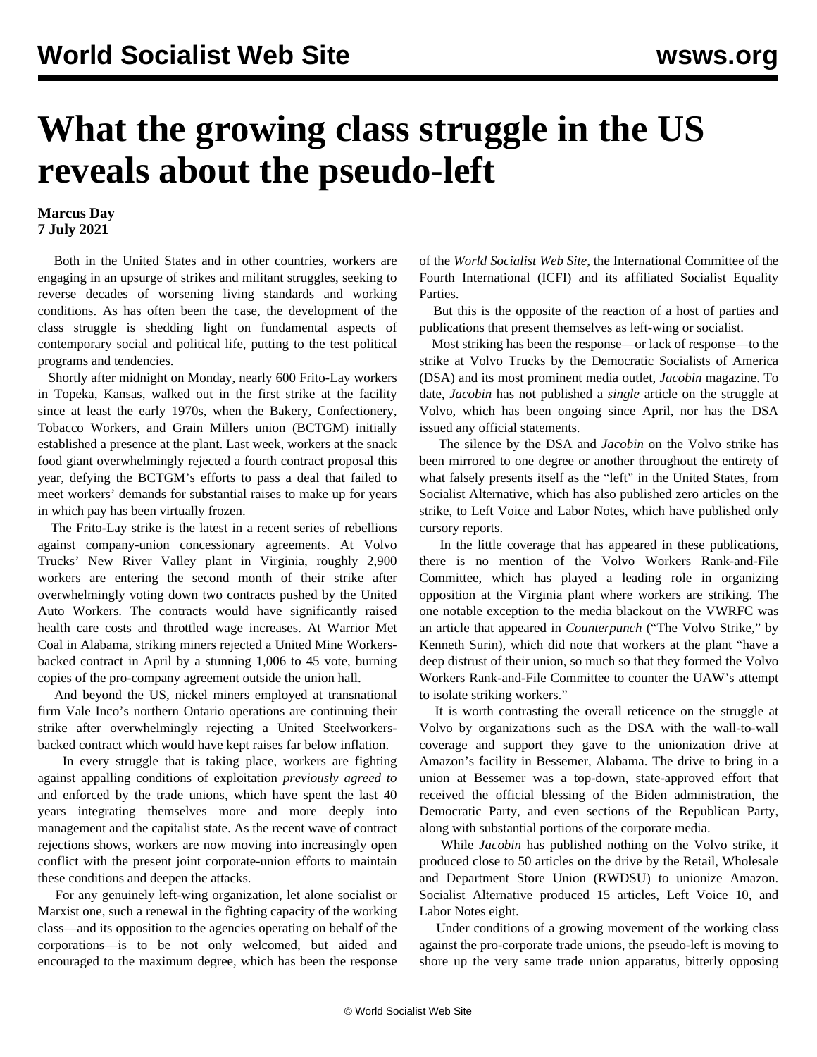# What the growing class struggle in the US reveals about the pseudo-left

**Marcus Day**
**7 July 2021**

Both in the United States and in other countries, workers are engaging in an upsurge of strikes and militant struggles, seeking to reverse decades of worsening living standards and working conditions. As has often been the case, the development of the class struggle is shedding light on fundamental aspects of contemporary social and political life, putting to the test political programs and tendencies.

Shortly after midnight on Monday, nearly 600 Frito-Lay workers in Topeka, Kansas, walked out in the first strike at the facility since at least the early 1970s, when the Bakery, Confectionery, Tobacco Workers, and Grain Millers union (BCTGM) initially established a presence at the plant. Last week, workers at the snack food giant overwhelmingly rejected a fourth contract proposal this year, defying the BCTGM's efforts to pass a deal that failed to meet workers' demands for substantial raises to make up for years in which pay has been virtually frozen.

The Frito-Lay strike is the latest in a recent series of rebellions against company-union concessionary agreements. At Volvo Trucks' New River Valley plant in Virginia, roughly 2,900 workers are entering the second month of their strike after overwhelmingly voting down two contracts pushed by the United Auto Workers. The contracts would have significantly raised health care costs and throttled wage increases. At Warrior Met Coal in Alabama, striking miners rejected a United Mine Workers-backed contract in April by a stunning 1,006 to 45 vote, burning copies of the pro-company agreement outside the union hall.

And beyond the US, nickel miners employed at transnational firm Vale Inco's northern Ontario operations are continuing their strike after overwhelmingly rejecting a United Steelworkers-backed contract which would have kept raises far below inflation.

In every struggle that is taking place, workers are fighting against appalling conditions of exploitation *previously agreed to* and enforced by the trade unions, which have spent the last 40 years integrating themselves more and more deeply into management and the capitalist state. As the recent wave of contract rejections shows, workers are now moving into increasingly open conflict with the present joint corporate-union efforts to maintain these conditions and deepen the attacks.

For any genuinely left-wing organization, let alone socialist or Marxist one, such a renewal in the fighting capacity of the working class—and its opposition to the agencies operating on behalf of the corporations—is to be not only welcomed, but aided and encouraged to the maximum degree, which has been the response of the *World Socialist Web Site*, the International Committee of the Fourth International (ICFI) and its affiliated Socialist Equality Parties.

But this is the opposite of the reaction of a host of parties and publications that present themselves as left-wing or socialist.

Most striking has been the response—or lack of response—to the strike at Volvo Trucks by the Democratic Socialists of America (DSA) and its most prominent media outlet, *Jacobin* magazine. To date, *Jacobin* has not published a *single* article on the struggle at Volvo, which has been ongoing since April, nor has the DSA issued any official statements.

The silence by the DSA and *Jacobin* on the Volvo strike has been mirrored to one degree or another throughout the entirety of what falsely presents itself as the "left" in the United States, from Socialist Alternative, which has also published zero articles on the strike, to Left Voice and Labor Notes, which have published only cursory reports.

In the little coverage that has appeared in these publications, there is no mention of the Volvo Workers Rank-and-File Committee, which has played a leading role in organizing opposition at the Virginia plant where workers are striking. The one notable exception to the media blackout on the VWRFC was an article that appeared in *Counterpunch* ("The Volvo Strike," by Kenneth Surin), which did note that workers at the plant "have a deep distrust of their union, so much so that they formed the Volvo Workers Rank-and-File Committee to counter the UAW's attempt to isolate striking workers."

It is worth contrasting the overall reticence on the struggle at Volvo by organizations such as the DSA with the wall-to-wall coverage and support they gave to the unionization drive at Amazon's facility in Bessemer, Alabama. The drive to bring in a union at Bessemer was a top-down, state-approved effort that received the official blessing of the Biden administration, the Democratic Party, and even sections of the Republican Party, along with substantial portions of the corporate media.

While *Jacobin* has published nothing on the Volvo strike, it produced close to 50 articles on the drive by the Retail, Wholesale and Department Store Union (RWDSU) to unionize Amazon. Socialist Alternative produced 15 articles, Left Voice 10, and Labor Notes eight.

Under conditions of a growing movement of the working class against the pro-corporate trade unions, the pseudo-left is moving to shore up the very same trade union apparatus, bitterly opposing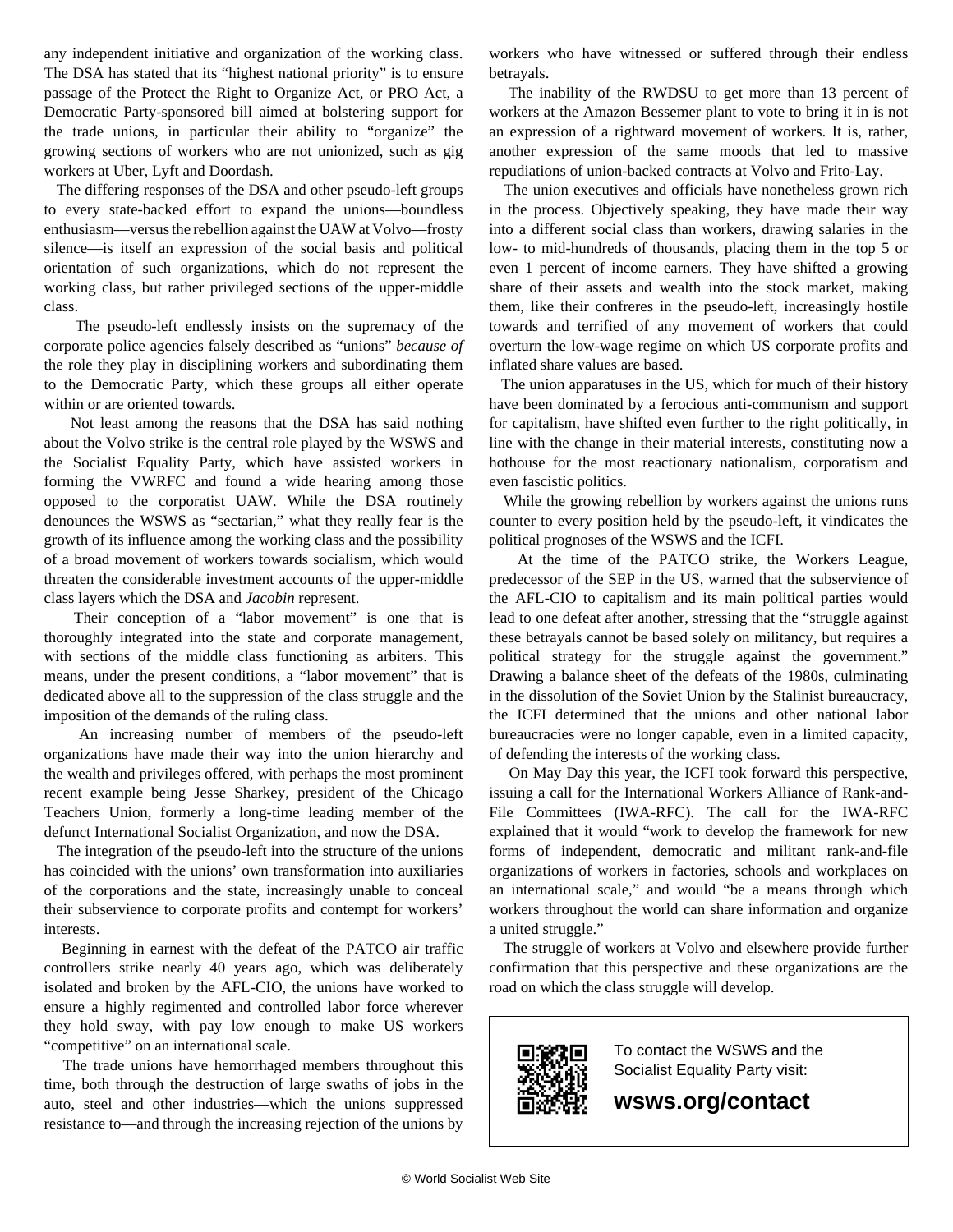any independent initiative and organization of the working class. The DSA has stated that its "highest national priority" is to ensure passage of the Protect the Right to Organize Act, or PRO Act, a Democratic Party-sponsored bill aimed at bolstering support for the trade unions, in particular their ability to "organize" the growing sections of workers who are not unionized, such as gig workers at Uber, Lyft and Doordash.

The differing responses of the DSA and other pseudo-left groups to every state-backed effort to expand the unions—boundless enthusiasm—versus the rebellion against the UAW at Volvo—frosty silence—is itself an expression of the social basis and political orientation of such organizations, which do not represent the working class, but rather privileged sections of the upper-middle class.

The pseudo-left endlessly insists on the supremacy of the corporate police agencies falsely described as "unions" *because of* the role they play in disciplining workers and subordinating them to the Democratic Party, which these groups all either operate within or are oriented towards.

Not least among the reasons that the DSA has said nothing about the Volvo strike is the central role played by the WSWS and the Socialist Equality Party, which have assisted workers in forming the VWRFC and found a wide hearing among those opposed to the corporatist UAW. While the DSA routinely denounces the WSWS as "sectarian," what they really fear is the growth of its influence among the working class and the possibility of a broad movement of workers towards socialism, which would threaten the considerable investment accounts of the upper-middle class layers which the DSA and *Jacobin* represent.

Their conception of a "labor movement" is one that is thoroughly integrated into the state and corporate management, with sections of the middle class functioning as arbiters. This means, under the present conditions, a "labor movement" that is dedicated above all to the suppression of the class struggle and the imposition of the demands of the ruling class.

An increasing number of members of the pseudo-left organizations have made their way into the union hierarchy and the wealth and privileges offered, with perhaps the most prominent recent example being Jesse Sharkey, president of the Chicago Teachers Union, formerly a long-time leading member of the defunct International Socialist Organization, and now the DSA.

The integration of the pseudo-left into the structure of the unions has coincided with the unions' own transformation into auxiliaries of the corporations and the state, increasingly unable to conceal their subservience to corporate profits and contempt for workers' interests.

Beginning in earnest with the defeat of the PATCO air traffic controllers strike nearly 40 years ago, which was deliberately isolated and broken by the AFL-CIO, the unions have worked to ensure a highly regimented and controlled labor force wherever they hold sway, with pay low enough to make US workers "competitive" on an international scale.

The trade unions have hemorrhaged members throughout this time, both through the destruction of large swaths of jobs in the auto, steel and other industries—which the unions suppressed resistance to—and through the increasing rejection of the unions by workers who have witnessed or suffered through their endless betrayals.

The inability of the RWDSU to get more than 13 percent of workers at the Amazon Bessemer plant to vote to bring it in is not an expression of a rightward movement of workers. It is, rather, another expression of the same moods that led to massive repudiations of union-backed contracts at Volvo and Frito-Lay.

The union executives and officials have nonetheless grown rich in the process. Objectively speaking, they have made their way into a different social class than workers, drawing salaries in the low- to mid-hundreds of thousands, placing them in the top 5 or even 1 percent of income earners. They have shifted a growing share of their assets and wealth into the stock market, making them, like their confreres in the pseudo-left, increasingly hostile towards and terrified of any movement of workers that could overturn the low-wage regime on which US corporate profits and inflated share values are based.

The union apparatuses in the US, which for much of their history have been dominated by a ferocious anti-communism and support for capitalism, have shifted even further to the right politically, in line with the change in their material interests, constituting now a hothouse for the most reactionary nationalism, corporatism and even fascistic politics.

While the growing rebellion by workers against the unions runs counter to every position held by the pseudo-left, it vindicates the political prognoses of the WSWS and the ICFI.

At the time of the PATCO strike, the Workers League, predecessor of the SEP in the US, warned that the subservience of the AFL-CIO to capitalism and its main political parties would lead to one defeat after another, stressing that the "struggle against these betrayals cannot be based solely on militancy, but requires a political strategy for the struggle against the government." Drawing a balance sheet of the defeats of the 1980s, culminating in the dissolution of the Soviet Union by the Stalinist bureaucracy, the ICFI determined that the unions and other national labor bureaucracies were no longer capable, even in a limited capacity, of defending the interests of the working class.

On May Day this year, the ICFI took forward this perspective, issuing a call for the International Workers Alliance of Rank-and-File Committees (IWA-RFC). The call for the IWA-RFC explained that it would "work to develop the framework for new forms of independent, democratic and militant rank-and-file organizations of workers in factories, schools and workplaces on an international scale," and would "be a means through which workers throughout the world can share information and organize a united struggle."

The struggle of workers at Volvo and elsewhere provide further confirmation that this perspective and these organizations are the road on which the class struggle will develop.

To contact the WSWS and the Socialist Equality Party visit:

**wsws.org/contact**